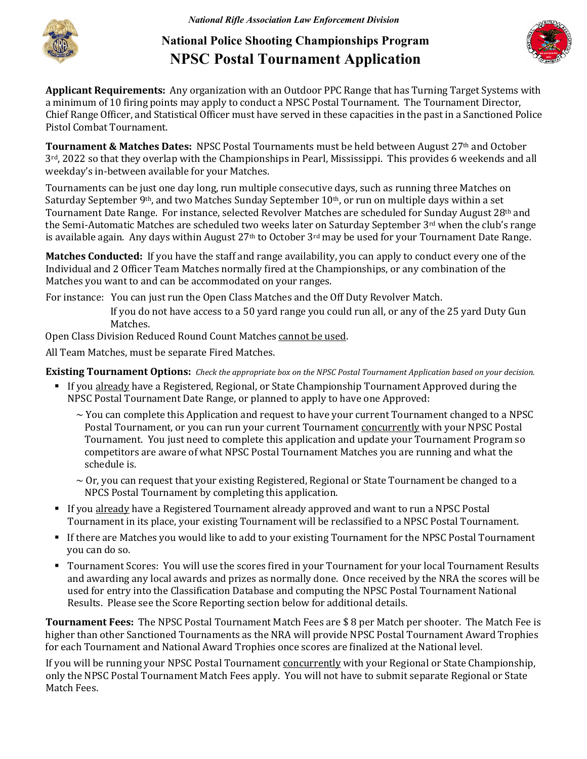*National Rifle Association Law Enforcement Division*

# National Police Shooting Championships Program

# NPSC Postal Tournament Application

**Applicant Requirements:** Any organization with an Outdoor PPC Range that has Turning Target Systems with a minimum of 10 firing points may apply to conduct a NPSC Postal Tournament. The Tournament Director, Chief Range Officer, and Statistical Officer must have served in these capacities in the past in a Sanctioned Police Pistol Combat Tournament.

**Tournament & Matches Dates:** NPSC Postal Tournaments must be held between August 27th and October 3rd, 2022 so that they overlap with the Championships in Pearl, Mississippi. This provides 6 weekends and all weekday's in-between available for your Matches.

Tournaments can be just one day long, run multiple consecutive days, such as running three Matches on Saturday September 9th, and two Matches Sunday September 10th, or run on multiple days within a set Tournament Date Range. For instance, selected Revolver Matches are scheduled for Sunday August 28th and the Semi-Automatic Matches are scheduled two weeks later on Saturday September 3rd when the club's range is available again. Any days within August 27th to October 3rd may be used for your Tournament Date Range.

**Matches Conducted:** If you have the staff and range availability, you can apply to conduct every one of the Individual and 2 Officer Team Matches normally fired at the Championships, or any combination of the Matches you want to and can be accommodated on your ranges.

For instance: You can just run the Open Class Matches and the Off Duty Revolver Match.

If you do not have access to a 50 yard range you could run all, or any of the 25 yard Duty Gun Matches.

Open Class Division Reduced Round Count Matches <u>cannot be used</u>.

All Team Matches, must be separate Fired Matches.

**Existing Tournament Options:** *Check the appropriate box on the NPSC Postal Tournament Application based on your decision.*

- If you <u>already</u> have a Registered, Regional, or State Championship Tournament Approved during the NPSC Postal Tournament Date Range, or planned to apply to have one Approved:
  - ~ You can complete this Application and request to have your current Tournament changed to a NPSC Postal Tournament, or you can run your current Tournament <u>concurrently</u> with your NPSC Postal Tournament. You just need to complete this application and update your Tournament Program so competitors are aware of what NPSC Postal Tournament Matches you are running and what the schedule is.
  - ~ Or, you can request that your existing Registered, Regional or State Tournament be changed to a NPCS Postal Tournament by completing this application.
- If you <u>already</u> have a Registered Tournament already approved and want to run a NPSC Postal Tournament in its place, your existing Tournament will be reclassified to a NPSC Postal Tournament.
- If there are Matches you would like to add to your existing Tournament for the NPSC Postal Tournament you can do so.
- Tournament Scores: You will use the scores fired in your Tournament for your local Tournament Results and awarding any local awards and prizes as normally done. Once received by the NRA the scores will be used for entry into the Classification Database and computing the NPSC Postal Tournament National Results. Please see the Score Reporting section below for additional details.

**Tournament Fees:** The NPSC Postal Tournament Match Fees are $ 8 per Match per shooter. The Match Fee is higher than other Sanctioned Tournaments as the NRA will provide NPSC Postal Tournament Award Trophies for each Tournament and National Award Trophies once scores are finalized at the National level.

If you will be running your NPSC Postal Tournament <u>concurrently</u> with your Regional or State Championship, only the NPSC Postal Tournament Match Fees apply. You will not have to submit separate Regional or State Match Fees.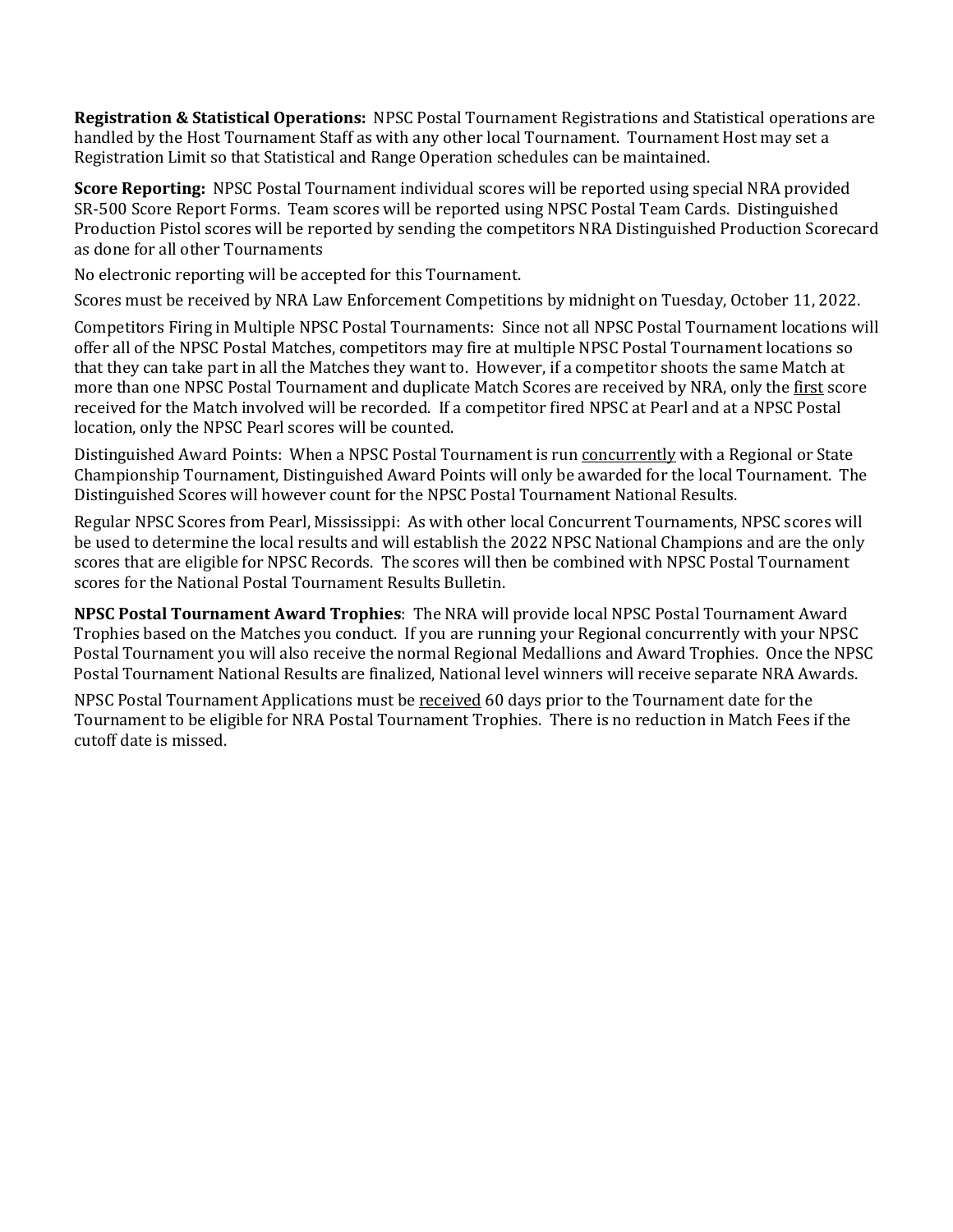**Registration & Statistical Operations:** NPSC Postal Tournament Registrations and Statistical operations are handled by the Host Tournament Staff as with any other local Tournament. Tournament Host may set a Registration Limit so that Statistical and Range Operation schedules can be maintained.

**Score Reporting:** NPSC Postal Tournament individual scores will be reported using special NRA provided SR-500 Score Report Forms. Team scores will be reported using NPSC Postal Team Cards. Distinguished Production Pistol scores will be reported by sending the competitors NRA Distinguished Production Scorecard as done for all other Tournaments

No electronic reporting will be accepted for this Tournament.

Scores must be received by NRA Law Enforcement Competitions by midnight on Tuesday, October 11, 2022.

Competitors Firing in Multiple NPSC Postal Tournaments: Since not all NPSC Postal Tournament locations will offer all of the NPSC Postal Matches, competitors may fire at multiple NPSC Postal Tournament locations so that they can take part in all the Matches they want to. However, if a competitor shoots the same Match at more than one NPSC Postal Tournament and duplicate Match Scores are received by NRA, only the first score received for the Match involved will be recorded. If a competitor fired NPSC at Pearl and at a NPSC Postal location, only the NPSC Pearl scores will be counted.

Distinguished Award Points: When a NPSC Postal Tournament is run concurrently with a Regional or State Championship Tournament, Distinguished Award Points will only be awarded for the local Tournament. The Distinguished Scores will however count for the NPSC Postal Tournament National Results.

Regular NPSC Scores from Pearl, Mississippi: As with other local Concurrent Tournaments, NPSC scores will be used to determine the local results and will establish the 2022 NPSC National Champions and are the only scores that are eligible for NPSC Records. The scores will then be combined with NPSC Postal Tournament scores for the National Postal Tournament Results Bulletin.

**NPSC Postal Tournament Award Trophies**: The NRA will provide local NPSC Postal Tournament Award Trophies based on the Matches you conduct. If you are running your Regional concurrently with your NPSC Postal Tournament you will also receive the normal Regional Medallions and Award Trophies. Once the NPSC Postal Tournament National Results are finalized, National level winners will receive separate NRA Awards.

NPSC Postal Tournament Applications must be received 60 days prior to the Tournament date for the Tournament to be eligible for NRA Postal Tournament Trophies. There is no reduction in Match Fees if the cutoff date is missed.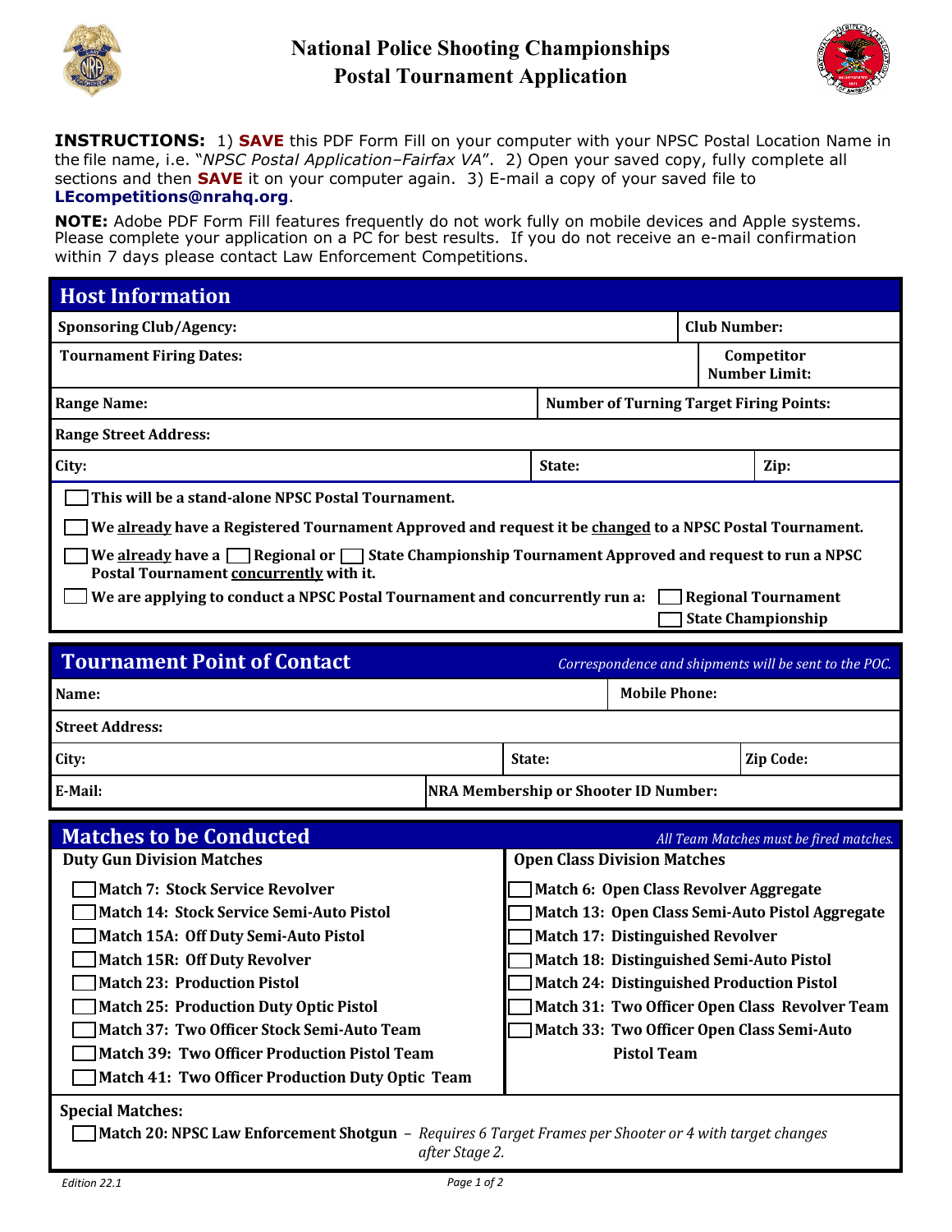# National Police Shooting Championships
## Postal Tournament Application

**INSTRUCTIONS:** 1) **SAVE** this PDF Form Fill on your computer with your NPSC Postal Location Name in the file name, i.e. "*NPSC Postal Application–Fairfax VA*". 2) Open your saved copy, fully complete all sections and then **SAVE** it on your computer again. 3) E-mail a copy of your saved file to **LEcompetitions@nrahq.org**.

**NOTE:** Adobe PDF Form Fill features frequently do not work fully on mobile devices and Apple systems. Please complete your application on a PC for best results. If you do not receive an e-mail confirmation within 7 days please contact Law Enforcement Competitions.

## Host Information

| | |
|---|---|
| **Sponsoring Club/Agency:** | **Club Number:** |
| **Tournament Firing Dates:** | **Competitor Number Limit:** |
| **Range Name:** | **Number of Turning Target Firing Points:** |
| **Range Street Address:** | |
| **City:** | **State:** / **Zip:** |

- ☐ **This will be a stand-alone NPSC Postal Tournament.**
- ☐ **We already have a Registered Tournament Approved and request it be changed to a NPSC Postal Tournament.**
- ☐ **We already have a ☐ Regional or ☐ State Championship Tournament Approved and request to run a NPSC Postal Tournament concurrently with it.**
- ☐ **We are applying to conduct a NPSC Postal Tournament and concurrently run a:** ☐ **Regional Tournament** ☐ **State Championship**

## Tournament Point of Contact

*Correspondence and shipments will be sent to the POC.*

| | |
|---|---|
| **Name:** | **Mobile Phone:** |
| **Street Address:** | |
| **City:** | **State:** / **Zip Code:** |
| **E-Mail:** | **NRA Membership or Shooter ID Number:** |

## Matches to be Conducted

*All Team Matches must be fired matches.*

**Duty Gun Division Matches**

- ☐ **Match 7: Stock Service Revolver**
- ☐ **Match 14: Stock Service Semi-Auto Pistol**
- ☐ **Match 15A: Off Duty Semi-Auto Pistol**
- ☐ **Match 15R: Off Duty Revolver**
- ☐ **Match 23: Production Pistol**
- ☐ **Match 25: Production Duty Optic Pistol**
- ☐ **Match 37: Two Officer Stock Semi-Auto Team**
- ☐ **Match 39: Two Officer Production Pistol Team**
- ☐ **Match 41: Two Officer Production Duty Optic Team**

**Open Class Division Matches**

- ☐ **Match 6: Open Class Revolver Aggregate**
- ☐ **Match 13: Open Class Semi-Auto Pistol Aggregate**
- ☐ **Match 17: Distinguished Revolver**
- ☐ **Match 18: Distinguished Semi-Auto Pistol**
- ☐ **Match 24: Distinguished Production Pistol**
- ☐ **Match 31: Two Officer Open Class Revolver Team**
- ☐ **Match 33: Two Officer Open Class Semi-Auto Pistol Team**

**Special Matches:**

- ☐ **Match 20: NPSC Law Enforcement Shotgun** – *Requires 6 Target Frames per Shooter or 4 with target changes after Stage 2.*

*Edition 22.1*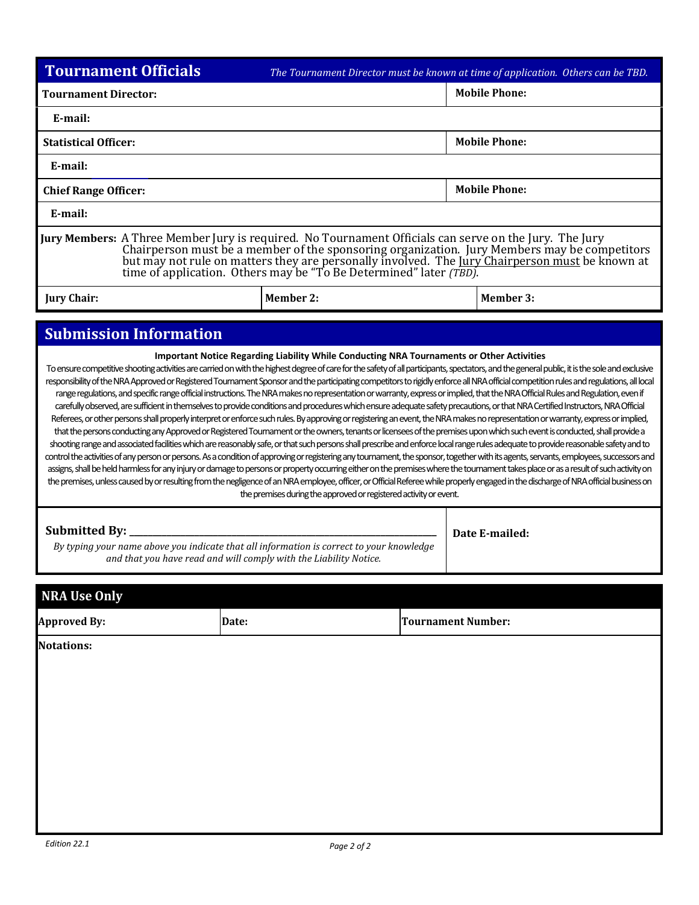## Tournament Officials

*The Tournament Director must be known at time of application. Others can be TBD.*

| | |
|---|---|
| **Tournament Director:** | **Mobile Phone:** |
| **E-mail:** | |
| **Statistical Officer:** | **Mobile Phone:** |
| **E-mail:** | |
| **Chief Range Officer:** | **Mobile Phone:** |
| **E-mail:** | |

**Jury Members:** A Three Member Jury is required. No Tournament Officials can serve on the Jury. The Jury Chairperson must be a member of the sponsoring organization. Jury Members may be competitors but may not rule on matters they are personally involved. The Jury Chairperson must be known at time of application. Others may be "To Be Determined" later *(TBD)*.

| | | |
|---|---|---|
| **Jury Chair:** | **Member 2:** | **Member 3:** |

## Submission Information

**Important Notice Regarding Liability While Conducting NRA Tournaments or Other Activities**

To ensure competitive shooting activities are carried on with the highest degree of care for the safety of all participants, spectators, and the general public, it is the sole and exclusive responsibility of the NRA Approved or Registered Tournament Sponsor and the participating competitors to rigidly enforce all NRA official competition rules and regulations, all local range regulations, and specific range official instructions. The NRA makes no representation or warranty, express or implied, that the NRA Official Rules and Regulation, even if carefully observed, are sufficient in themselves to provide conditions and procedures which ensure adequate safety precautions, or that NRA Certified Instructors, NRA Official Referees, or other persons shall properly interpret or enforce such rules. By approving or registering an event, the NRA makes no representation or warranty, express or implied, that the persons conducting any Approved or Registered Tournament or the owners, tenants or licensees of the premises upon which such event is conducted, shall provide a shooting range and associated facilities which are reasonably safe, or that such persons shall prescribe and enforce local range rules adequate to provide reasonable safety and to control the activities of any person or persons. As a condition of approving or registering any tournament, the sponsor, together with its agents, servants, employees, successors and assigns, shall be held harmless for any injury or damage to persons or property occurring either on the premises where the tournament takes place or as a result of such activity on the premises, unless caused by or resulting from the negligence of an NRA employee, officer, or Official Referee while properly engaged in the discharge of NRA official business on the premises during the approved or registered activity or event.

**Submitted By:** ____________________________________________

*By typing your name above you indicate that all information is correct to your knowledge and that you have read and will comply with the Liability Notice.*

**Date E-mailed:**

## NRA Use Only

| | | |
|---|---|---|
| **Approved By:** | **Date:** | **Tournament Number:** |

**Notations:**

*Edition 22.1*